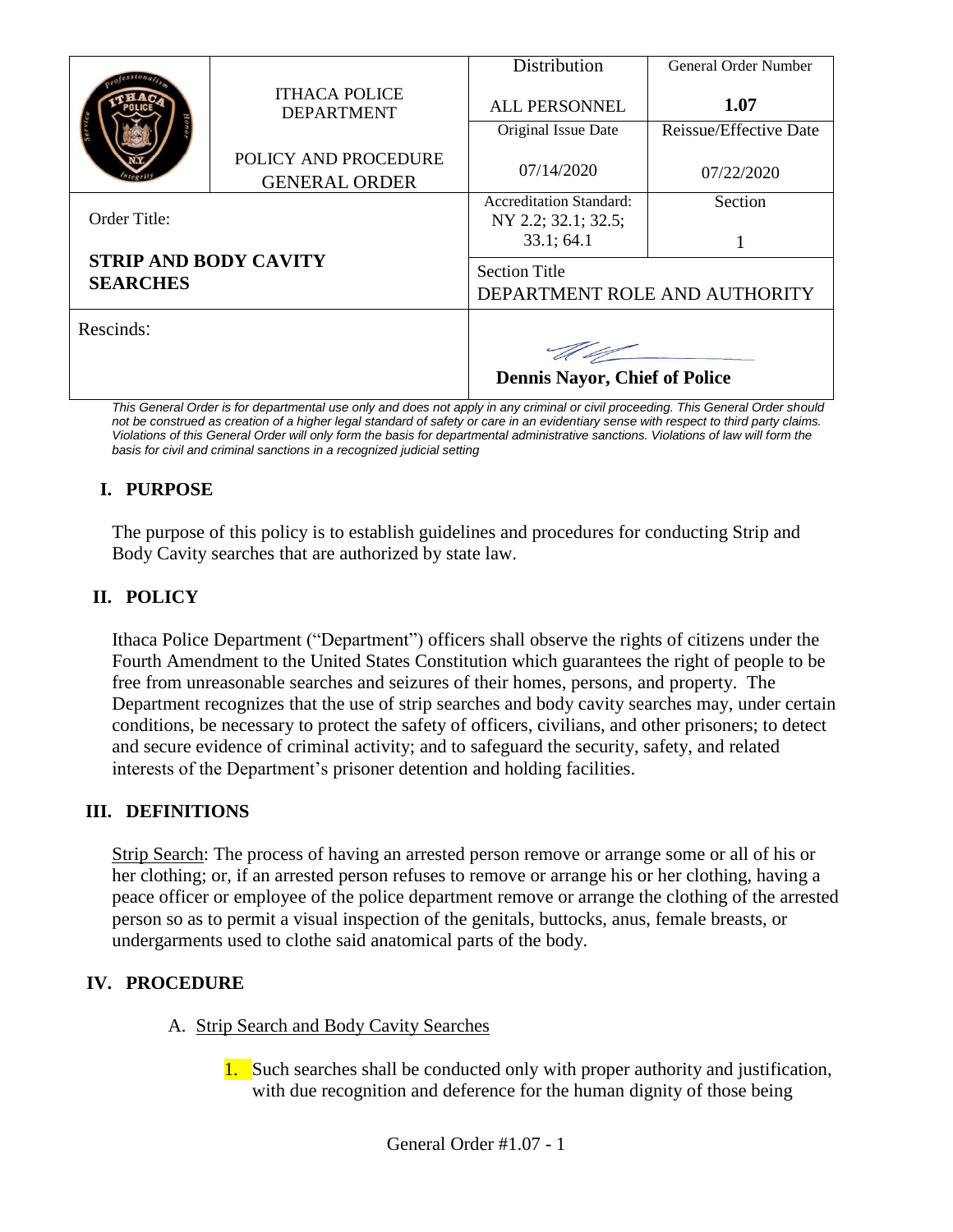| | ITHACA POLICE DEPARTMENT | Distribution | General Order Number |
|---|---|---|---|
| | | ALL PERSONNEL | **1.07** |
| | POLICY AND PROCEDURE GENERAL ORDER | Original Issue Date | Reissue/Effective Date |
| | | 07/14/2020 | 07/22/2020 |
| Order Title: **STRIP AND BODY CAVITY SEARCHES** | | Accreditation Standard: NY 2.2; 32.1; 32.5; 33.1; 64.1 | Section 1 |
| | | Section Title DEPARTMENT ROLE AND AUTHORITY | |
| Rescinds: | | **Dennis Nayor, Chief of Police** | |

*This General Order is for departmental use only and does not apply in any criminal or civil proceeding. This General Order should not be construed as creation of a higher legal standard of safety or care in an evidentiary sense with respect to third party claims. Violations of this General Order will only form the basis for departmental administrative sanctions. Violations of law will form the basis for civil and criminal sanctions in a recognized judicial setting*

## I. PURPOSE

The purpose of this policy is to establish guidelines and procedures for conducting Strip and Body Cavity searches that are authorized by state law.

## II. POLICY

Ithaca Police Department ("Department") officers shall observe the rights of citizens under the Fourth Amendment to the United States Constitution which guarantees the right of people to be free from unreasonable searches and seizures of their homes, persons, and property. The Department recognizes that the use of strip searches and body cavity searches may, under certain conditions, be necessary to protect the safety of officers, civilians, and other prisoners; to detect and secure evidence of criminal activity; and to safeguard the security, safety, and related interests of the Department's prisoner detention and holding facilities.

## III. DEFINITIONS

Strip Search: The process of having an arrested person remove or arrange some or all of his or her clothing; or, if an arrested person refuses to remove or arrange his or her clothing, having a peace officer or employee of the police department remove or arrange the clothing of the arrested person so as to permit a visual inspection of the genitals, buttocks, anus, female breasts, or undergarments used to clothe said anatomical parts of the body.

## IV. PROCEDURE

A. Strip Search and Body Cavity Searches

1. Such searches shall be conducted only with proper authority and justification, with due recognition and deference for the human dignity of those being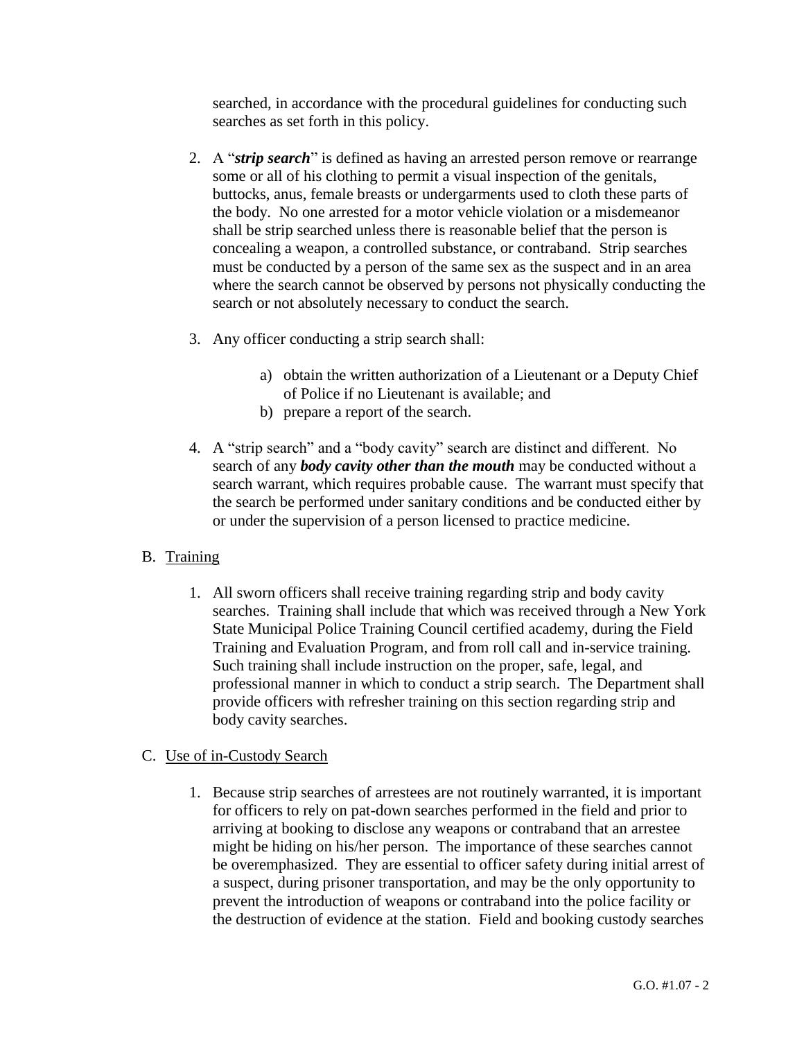searched, in accordance with the procedural guidelines for conducting such searches as set forth in this policy.

2. A "***strip search***" is defined as having an arrested person remove or rearrange some or all of his clothing to permit a visual inspection of the genitals, buttocks, anus, female breasts or undergarments used to cloth these parts of the body. No one arrested for a motor vehicle violation or a misdemeanor shall be strip searched unless there is reasonable belief that the person is concealing a weapon, a controlled substance, or contraband. Strip searches must be conducted by a person of the same sex as the suspect and in an area where the search cannot be observed by persons not physically conducting the search or not absolutely necessary to conduct the search.

3. Any officer conducting a strip search shall:

   a) obtain the written authorization of a Lieutenant or a Deputy Chief of Police if no Lieutenant is available; and
   b) prepare a report of the search.

4. A "strip search" and a "body cavity" search are distinct and different. No search of any ***body cavity other than the mouth*** may be conducted without a search warrant, which requires probable cause. The warrant must specify that the search be performed under sanitary conditions and be conducted either by or under the supervision of a person licensed to practice medicine.

B. Training

1. All sworn officers shall receive training regarding strip and body cavity searches. Training shall include that which was received through a New York State Municipal Police Training Council certified academy, during the Field Training and Evaluation Program, and from roll call and in-service training. Such training shall include instruction on the proper, safe, legal, and professional manner in which to conduct a strip search. The Department shall provide officers with refresher training on this section regarding strip and body cavity searches.

C. Use of in-Custody Search

1. Because strip searches of arrestees are not routinely warranted, it is important for officers to rely on pat-down searches performed in the field and prior to arriving at booking to disclose any weapons or contraband that an arrestee might be hiding on his/her person. The importance of these searches cannot be overemphasized. They are essential to officer safety during initial arrest of a suspect, during prisoner transportation, and may be the only opportunity to prevent the introduction of weapons or contraband into the police facility or the destruction of evidence at the station. Field and booking custody searches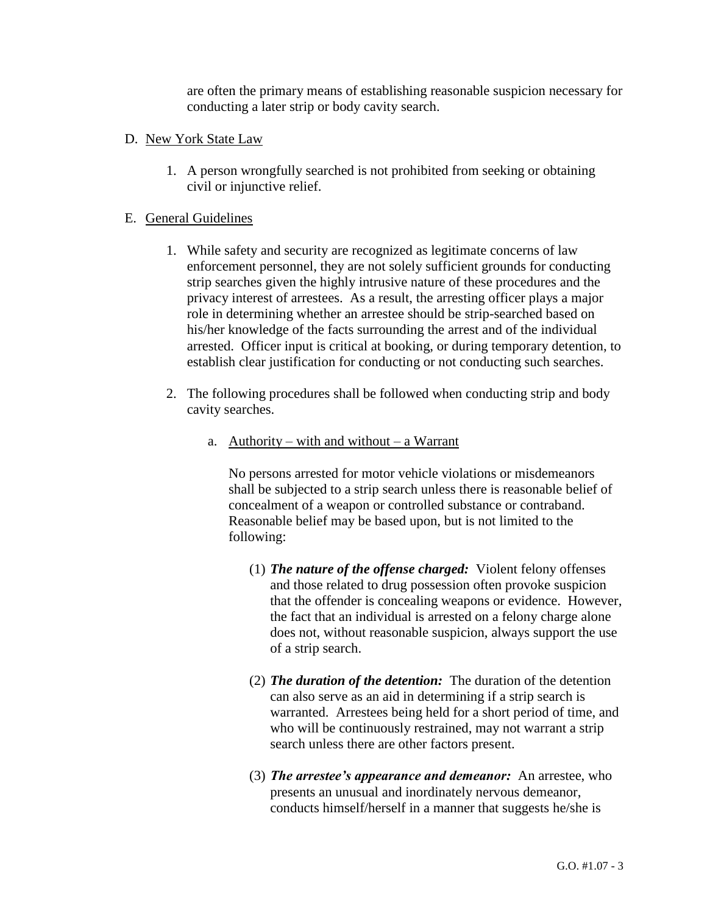are often the primary means of establishing reasonable suspicion necessary for conducting a later strip or body cavity search.

D. <u>New York State Law</u>

1. A person wrongfully searched is not prohibited from seeking or obtaining civil or injunctive relief.

E. <u>General Guidelines</u>

1. While safety and security are recognized as legitimate concerns of law enforcement personnel, they are not solely sufficient grounds for conducting strip searches given the highly intrusive nature of these procedures and the privacy interest of arrestees. As a result, the arresting officer plays a major role in determining whether an arrestee should be strip-searched based on his/her knowledge of the facts surrounding the arrest and of the individual arrested. Officer input is critical at booking, or during temporary detention, to establish clear justification for conducting or not conducting such searches.

2. The following procedures shall be followed when conducting strip and body cavity searches.

   a. <u>Authority – with and without – a Warrant</u>

   No persons arrested for motor vehicle violations or misdemeanors shall be subjected to a strip search unless there is reasonable belief of concealment of a weapon or controlled substance or contraband. Reasonable belief may be based upon, but is not limited to the following:

   (1) ***The nature of the offense charged:*** Violent felony offenses and those related to drug possession often provoke suspicion that the offender is concealing weapons or evidence. However, the fact that an individual is arrested on a felony charge alone does not, without reasonable suspicion, always support the use of a strip search.

   (2) ***The duration of the detention:*** The duration of the detention can also serve as an aid in determining if a strip search is warranted. Arrestees being held for a short period of time, and who will be continuously restrained, may not warrant a strip search unless there are other factors present.

   (3) ***The arrestee's appearance and demeanor:*** An arrestee, who presents an unusual and inordinately nervous demeanor, conducts himself/herself in a manner that suggests he/she is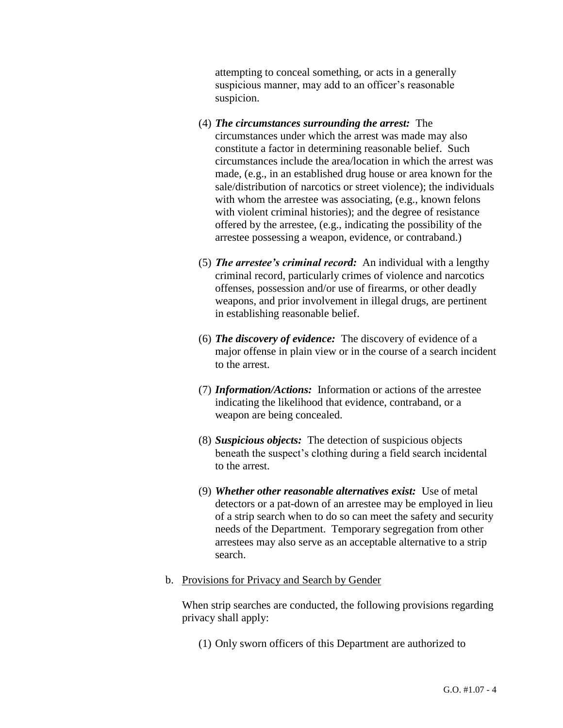attempting to conceal something, or acts in a generally suspicious manner, may add to an officer's reasonable suspicion.

(4) ***The circumstances surrounding the arrest:*** The circumstances under which the arrest was made may also constitute a factor in determining reasonable belief. Such circumstances include the area/location in which the arrest was made, (e.g., in an established drug house or area known for the sale/distribution of narcotics or street violence); the individuals with whom the arrestee was associating, (e.g., known felons with violent criminal histories); and the degree of resistance offered by the arrestee, (e.g., indicating the possibility of the arrestee possessing a weapon, evidence, or contraband.)

(5) ***The arrestee's criminal record:*** An individual with a lengthy criminal record, particularly crimes of violence and narcotics offenses, possession and/or use of firearms, or other deadly weapons, and prior involvement in illegal drugs, are pertinent in establishing reasonable belief.

(6) ***The discovery of evidence:*** The discovery of evidence of a major offense in plain view or in the course of a search incident to the arrest.

(7) ***Information/Actions:*** Information or actions of the arrestee indicating the likelihood that evidence, contraband, or a weapon are being concealed.

(8) ***Suspicious objects:*** The detection of suspicious objects beneath the suspect's clothing during a field search incidental to the arrest.

(9) ***Whether other reasonable alternatives exist:*** Use of metal detectors or a pat-down of an arrestee may be employed in lieu of a strip search when to do so can meet the safety and security needs of the Department. Temporary segregation from other arrestees may also serve as an acceptable alternative to a strip search.

b. <u>Provisions for Privacy and Search by Gender</u>

When strip searches are conducted, the following provisions regarding privacy shall apply:

(1) Only sworn officers of this Department are authorized to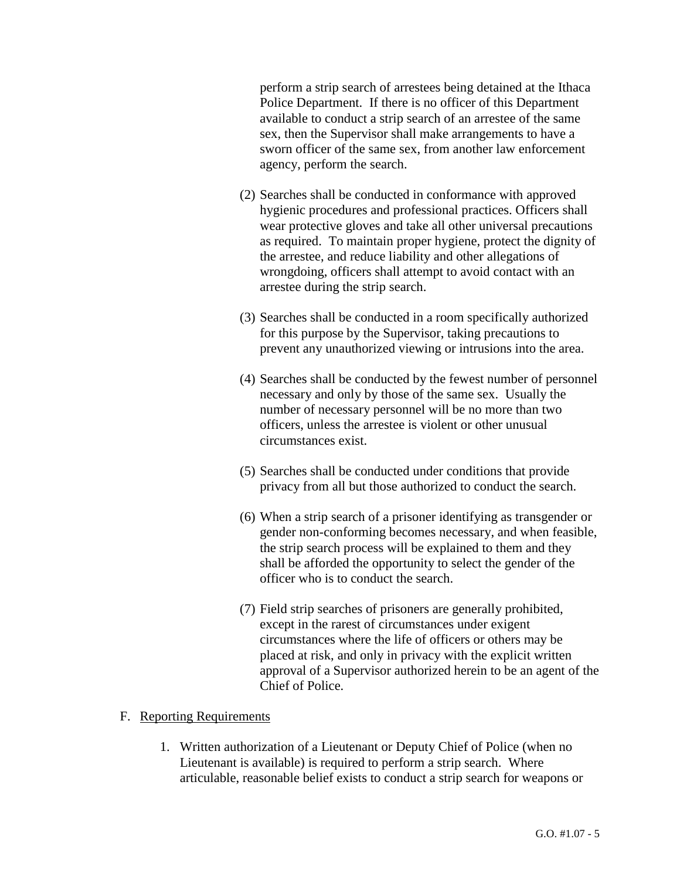perform a strip search of arrestees being detained at the Ithaca Police Department. If there is no officer of this Department available to conduct a strip search of an arrestee of the same sex, then the Supervisor shall make arrangements to have a sworn officer of the same sex, from another law enforcement agency, perform the search.

(2) Searches shall be conducted in conformance with approved hygienic procedures and professional practices. Officers shall wear protective gloves and take all other universal precautions as required. To maintain proper hygiene, protect the dignity of the arrestee, and reduce liability and other allegations of wrongdoing, officers shall attempt to avoid contact with an arrestee during the strip search.

(3) Searches shall be conducted in a room specifically authorized for this purpose by the Supervisor, taking precautions to prevent any unauthorized viewing or intrusions into the area.

(4) Searches shall be conducted by the fewest number of personnel necessary and only by those of the same sex. Usually the number of necessary personnel will be no more than two officers, unless the arrestee is violent or other unusual circumstances exist.

(5) Searches shall be conducted under conditions that provide privacy from all but those authorized to conduct the search.

(6) When a strip search of a prisoner identifying as transgender or gender non-conforming becomes necessary, and when feasible, the strip search process will be explained to them and they shall be afforded the opportunity to select the gender of the officer who is to conduct the search.

(7) Field strip searches of prisoners are generally prohibited, except in the rarest of circumstances under exigent circumstances where the life of officers or others may be placed at risk, and only in privacy with the explicit written approval of a Supervisor authorized herein to be an agent of the Chief of Police.

F. Reporting Requirements

1. Written authorization of a Lieutenant or Deputy Chief of Police (when no Lieutenant is available) is required to perform a strip search. Where articulable, reasonable belief exists to conduct a strip search for weapons or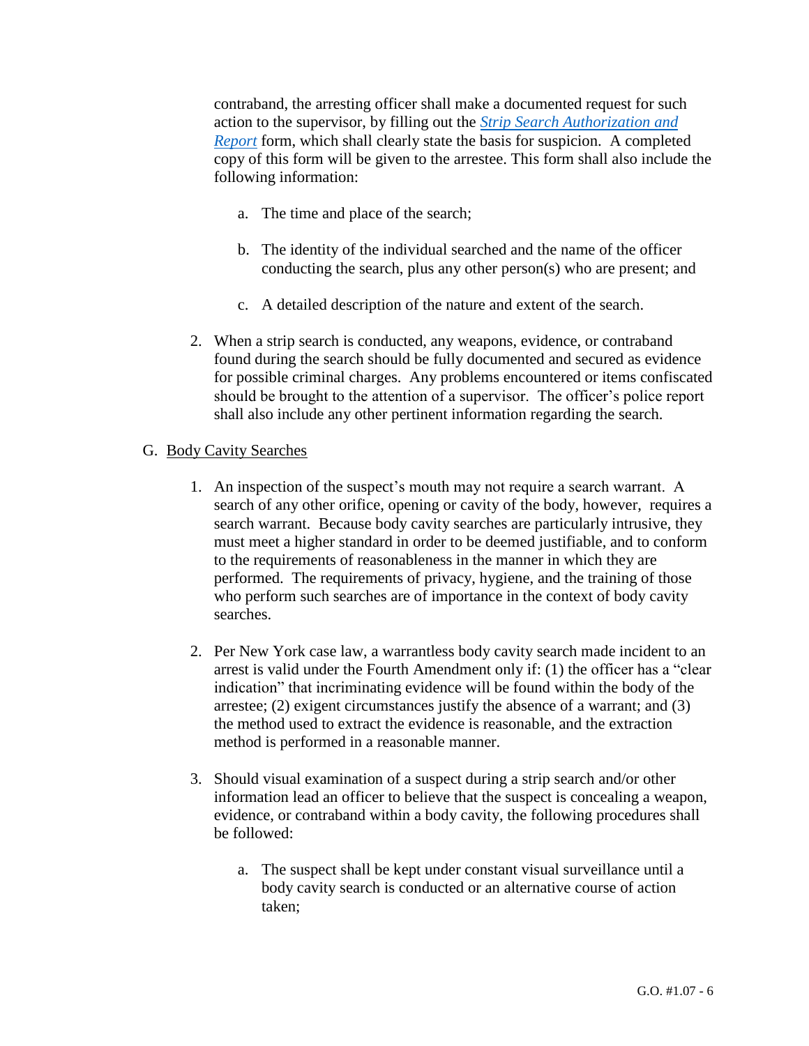contraband, the arresting officer shall make a documented request for such action to the supervisor, by filling out the *Strip Search Authorization and Report* form, which shall clearly state the basis for suspicion. A completed copy of this form will be given to the arrestee. This form shall also include the following information:

a. The time and place of the search;

b. The identity of the individual searched and the name of the officer conducting the search, plus any other person(s) who are present; and

c. A detailed description of the nature and extent of the search.

2. When a strip search is conducted, any weapons, evidence, or contraband found during the search should be fully documented and secured as evidence for possible criminal charges. Any problems encountered or items confiscated should be brought to the attention of a supervisor. The officer's police report shall also include any other pertinent information regarding the search.

G. Body Cavity Searches

1. An inspection of the suspect's mouth may not require a search warrant. A search of any other orifice, opening or cavity of the body, however, requires a search warrant. Because body cavity searches are particularly intrusive, they must meet a higher standard in order to be deemed justifiable, and to conform to the requirements of reasonableness in the manner in which they are performed. The requirements of privacy, hygiene, and the training of those who perform such searches are of importance in the context of body cavity searches.

2. Per New York case law, a warrantless body cavity search made incident to an arrest is valid under the Fourth Amendment only if: (1) the officer has a "clear indication" that incriminating evidence will be found within the body of the arrestee; (2) exigent circumstances justify the absence of a warrant; and (3) the method used to extract the evidence is reasonable, and the extraction method is performed in a reasonable manner.

3. Should visual examination of a suspect during a strip search and/or other information lead an officer to believe that the suspect is concealing a weapon, evidence, or contraband within a body cavity, the following procedures shall be followed:

a. The suspect shall be kept under constant visual surveillance until a body cavity search is conducted or an alternative course of action taken;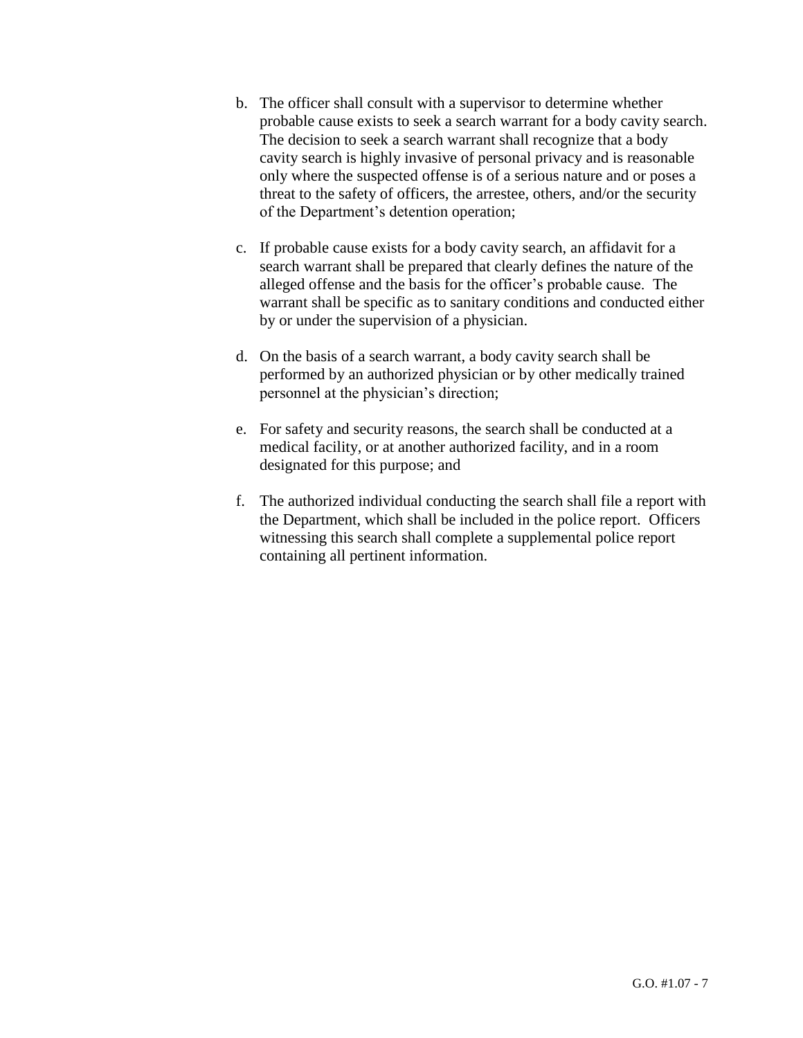b. The officer shall consult with a supervisor to determine whether probable cause exists to seek a search warrant for a body cavity search. The decision to seek a search warrant shall recognize that a body cavity search is highly invasive of personal privacy and is reasonable only where the suspected offense is of a serious nature and or poses a threat to the safety of officers, the arrestee, others, and/or the security of the Department's detention operation;

c. If probable cause exists for a body cavity search, an affidavit for a search warrant shall be prepared that clearly defines the nature of the alleged offense and the basis for the officer's probable cause. The warrant shall be specific as to sanitary conditions and conducted either by or under the supervision of a physician.

d. On the basis of a search warrant, a body cavity search shall be performed by an authorized physician or by other medically trained personnel at the physician's direction;

e. For safety and security reasons, the search shall be conducted at a medical facility, or at another authorized facility, and in a room designated for this purpose; and

f. The authorized individual conducting the search shall file a report with the Department, which shall be included in the police report. Officers witnessing this search shall complete a supplemental police report containing all pertinent information.